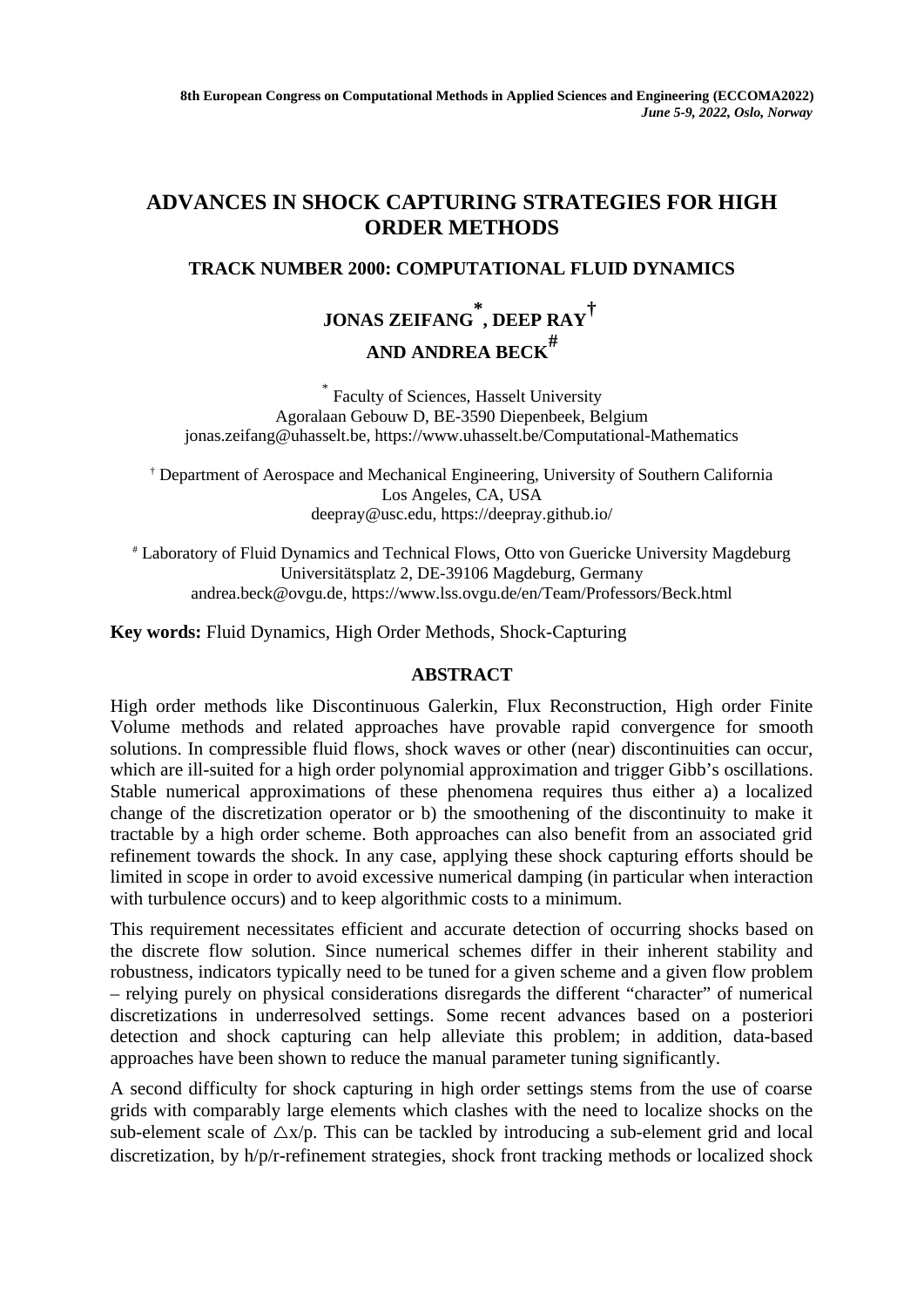8th European Congress on Computational Methods in Applied Sciences and Engineering (ECCOMA2022)
*June 5-9, 2022, Oslo, Norway*

# ADVANCES IN SHOCK CAPTURING STRATEGIES FOR HIGH ORDER METHODS

## TRACK NUMBER 2000: COMPUTATIONAL FLUID DYNAMICS

**JONAS ZEIFANG[*], DEEP RAY[†] AND ANDREA BECK[#]**

[*] Faculty of Sciences, Hasselt University
Agoralaan Gebouw D, BE-3590 Diepenbeek, Belgium
jonas.zeifang@uhasselt.be, https://www.uhasselt.be/Computational-Mathematics

[†] Department of Aerospace and Mechanical Engineering, University of Southern California
Los Angeles, CA, USA
deepray@usc.edu, https://deepray.github.io/

[#] Laboratory of Fluid Dynamics and Technical Flows, Otto von Guericke University Magdeburg
Universitätsplatz 2, DE-39106 Magdeburg, Germany
andrea.beck@ovgu.de, https://www.lss.ovgu.de/en/Team/Professors/Beck.html

**Key words:** Fluid Dynamics, High Order Methods, Shock-Capturing

## ABSTRACT

High order methods like Discontinuous Galerkin, Flux Reconstruction, High order Finite Volume methods and related approaches have provable rapid convergence for smooth solutions. In compressible fluid flows, shock waves or other (near) discontinuities can occur, which are ill-suited for a high order polynomial approximation and trigger Gibb's oscillations. Stable numerical approximations of these phenomena requires thus either a) a localized change of the discretization operator or b) the smoothening of the discontinuity to make it tractable by a high order scheme. Both approaches can also benefit from an associated grid refinement towards the shock. In any case, applying these shock capturing efforts should be limited in scope in order to avoid excessive numerical damping (in particular when interaction with turbulence occurs) and to keep algorithmic costs to a minimum.

This requirement necessitates efficient and accurate detection of occurring shocks based on the discrete flow solution. Since numerical schemes differ in their inherent stability and robustness, indicators typically need to be tuned for a given scheme and a given flow problem – relying purely on physical considerations disregards the different "character" of numerical discretizations in underresolved settings. Some recent advances based on a posteriori detection and shock capturing can help alleviate this problem; in addition, data-based approaches have been shown to reduce the manual parameter tuning significantly.

A second difficulty for shock capturing in high order settings stems from the use of coarse grids with comparably large elements which clashes with the need to localize shocks on the sub-element scale of $\triangle x/p$. This can be tackled by introducing a sub-element grid and local discretization, by h/p/r-refinement strategies, shock front tracking methods or localized shock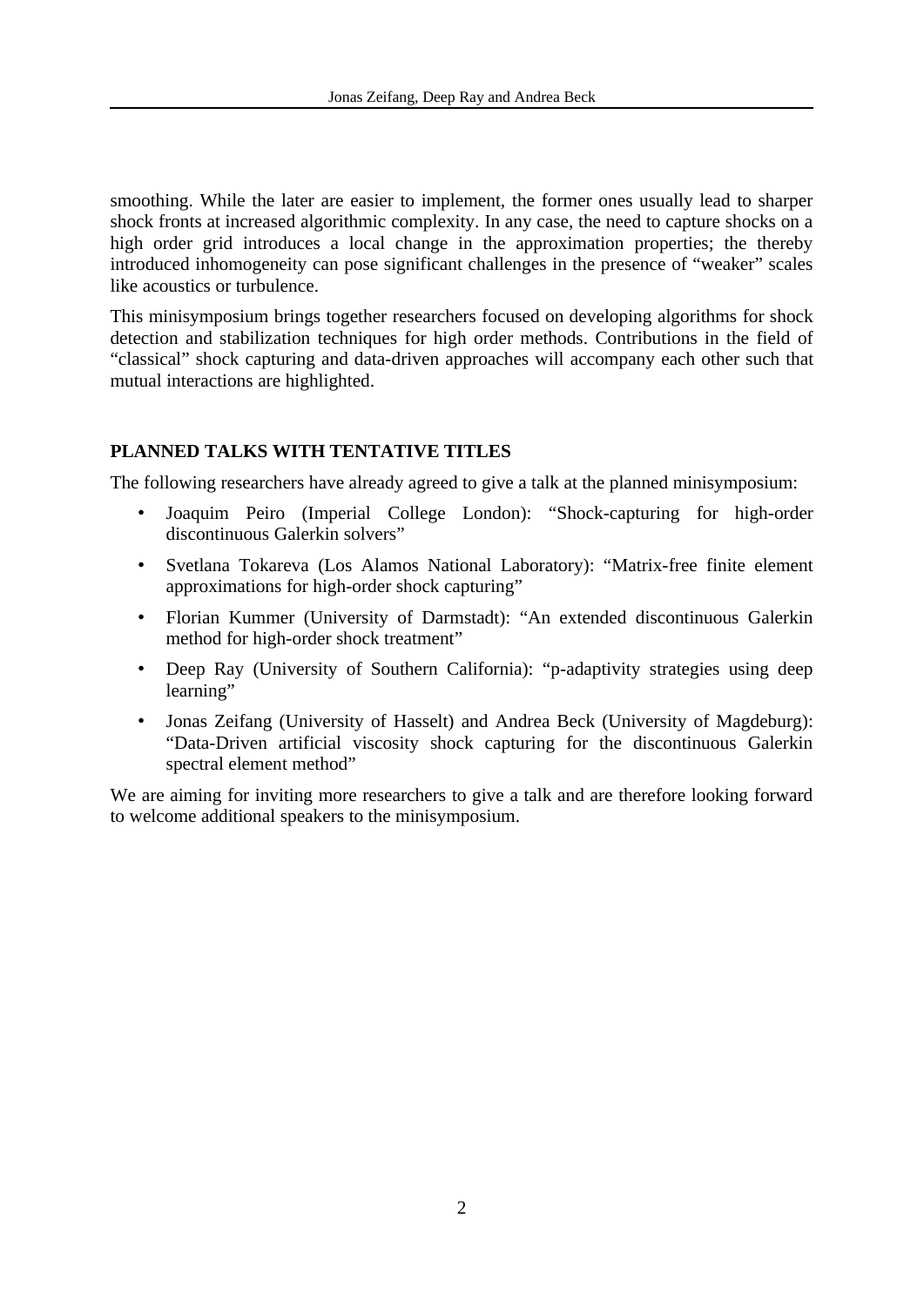smoothing. While the later are easier to implement, the former ones usually lead to sharper shock fronts at increased algorithmic complexity. In any case, the need to capture shocks on a high order grid introduces a local change in the approximation properties; the thereby introduced inhomogeneity can pose significant challenges in the presence of “weaker” scales like acoustics or turbulence.

This minisymposium brings together researchers focused on developing algorithms for shock detection and stabilization techniques for high order methods. Contributions in the field of “classical” shock capturing and data-driven approaches will accompany each other such that mutual interactions are highlighted.

## PLANNED TALKS WITH TENTATIVE TITLES

The following researchers have already agreed to give a talk at the planned minisymposium:

- Joaquim Peiro (Imperial College London): “Shock-capturing for high-order discontinuous Galerkin solvers”
- Svetlana Tokareva (Los Alamos National Laboratory): “Matrix-free finite element approximations for high-order shock capturing”
- Florian Kummer (University of Darmstadt): “An extended discontinuous Galerkin method for high-order shock treatment”
- Deep Ray (University of Southern California): “p-adaptivity strategies using deep learning”
- Jonas Zeifang (University of Hasselt) and Andrea Beck (University of Magdeburg): “Data-Driven artificial viscosity shock capturing for the discontinuous Galerkin spectral element method”

We are aiming for inviting more researchers to give a talk and are therefore looking forward to welcome additional speakers to the minisymposium.